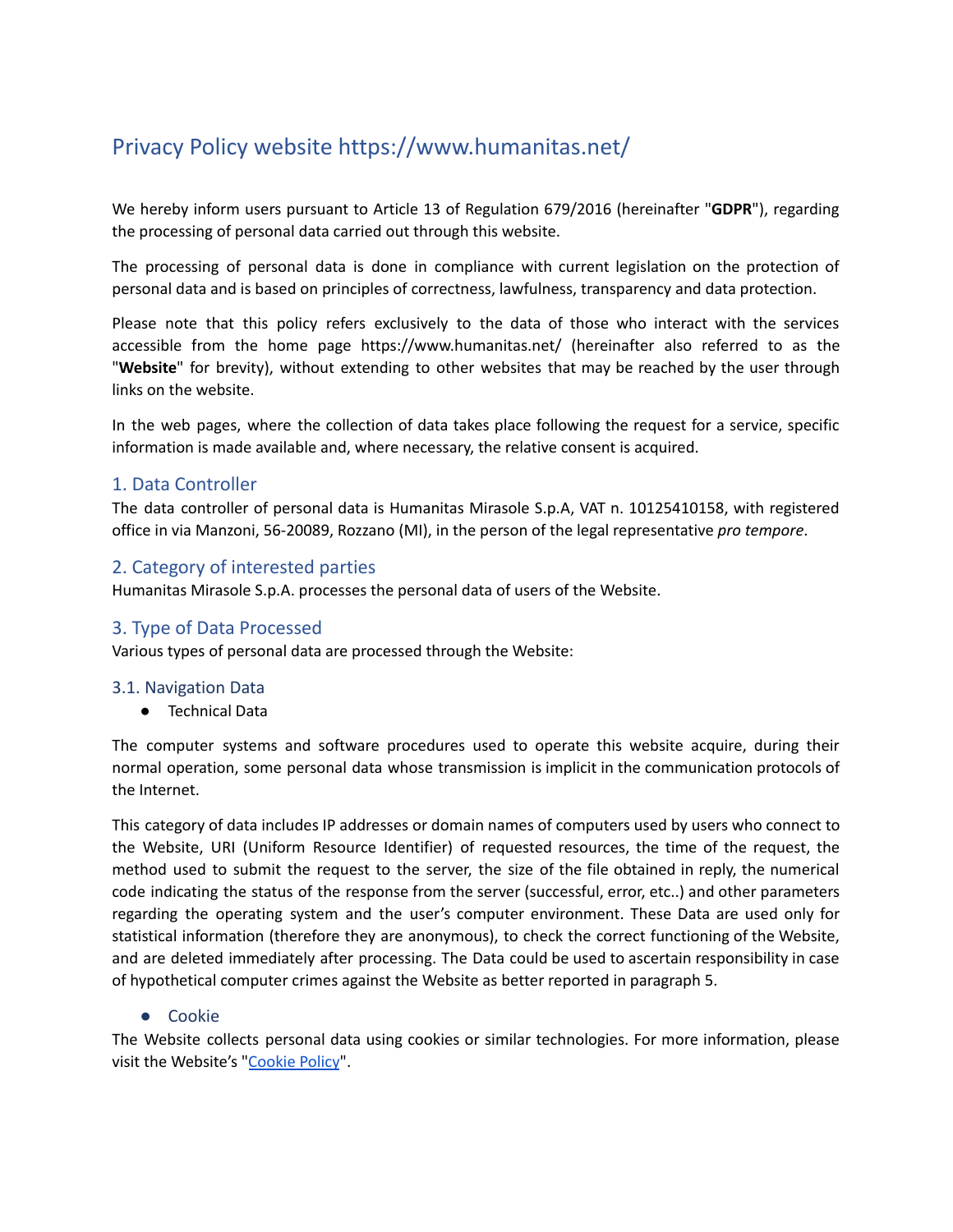# Privacy Policy website https://www.humanitas.net/

We hereby inform users pursuant to Article 13 of Regulation 679/2016 (hereinafter "**GDPR**"), regarding the processing of personal data carried out through this website.

The processing of personal data is done in compliance with current legislation on the protection of personal data and is based on principles of correctness, lawfulness, transparency and data protection.

Please note that this policy refers exclusively to the data of those who interact with the services accessible from the home page https://www.humanitas.net/ (hereinafter also referred to as the "**Website**" for brevity), without extending to other websites that may be reached by the user through links on the website.

In the web pages, where the collection of data takes place following the request for a service, specific information is made available and, where necessary, the relative consent is acquired.

## 1. Data Controller

The data controller of personal data is Humanitas Mirasole S.p.A, VAT n. 10125410158, with registered office in via Manzoni, 56-20089, Rozzano (MI), in the person of the legal representative *pro tempore*.

## 2. Category of interested parties

Humanitas Mirasole S.p.A. processes the personal data of users of the Website.

## 3. Type of Data Processed

Various types of personal data are processed through the Website:

### 3.1. Navigation Data

- Technical Data

The computer systems and software procedures used to operate this website acquire, during their normal operation, some personal data whose transmission is implicit in the communication protocols of the Internet.

This category of data includes IP addresses or domain names of computers used by users who connect to the Website, URI (Uniform Resource Identifier) of requested resources, the time of the request, the method used to submit the request to the server, the size of the file obtained in reply, the numerical code indicating the status of the response from the server (successful, error, etc..) and other parameters regarding the operating system and the user's computer environment. These Data are used only for statistical information (therefore they are anonymous), to check the correct functioning of the Website, and are deleted immediately after processing. The Data could be used to ascertain responsibility in case of hypothetical computer crimes against the Website as better reported in paragraph 5.

- Cookie

The Website collects personal data using cookies or similar technologies. For more information, please visit the Website's "Cookie Policy".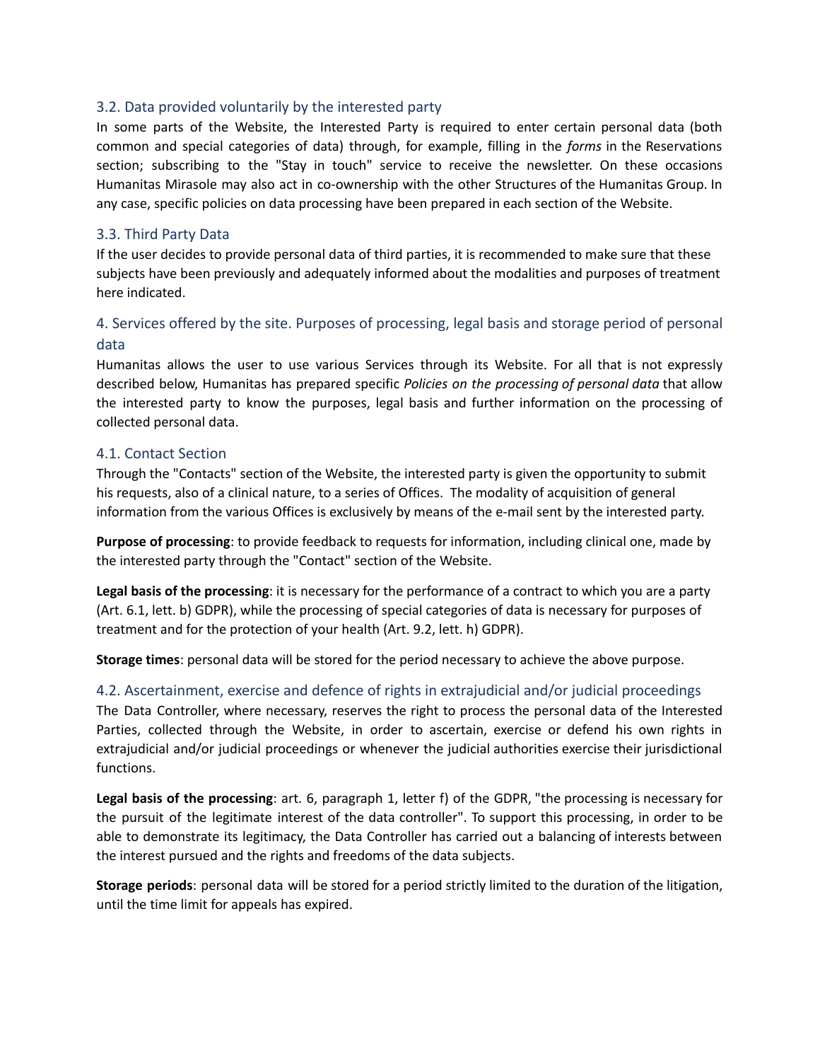### 3.2. Data provided voluntarily by the interested party

In some parts of the Website, the Interested Party is required to enter certain personal data (both common and special categories of data) through, for example, filling in the *forms* in the Reservations section; subscribing to the "Stay in touch" service to receive the newsletter. On these occasions Humanitas Mirasole may also act in co-ownership with the other Structures of the Humanitas Group. In any case, specific policies on data processing have been prepared in each section of the Website.

### 3.3. Third Party Data

If the user decides to provide personal data of third parties, it is recommended to make sure that these subjects have been previously and adequately informed about the modalities and purposes of treatment here indicated.

## 4. Services offered by the site. Purposes of processing, legal basis and storage period of personal data

Humanitas allows the user to use various Services through its Website. For all that is not expressly described below, Humanitas has prepared specific *Policies on the processing of personal data* that allow the interested party to know the purposes, legal basis and further information on the processing of collected personal data.

### 4.1. Contact Section

Through the "Contacts" section of the Website, the interested party is given the opportunity to submit his requests, also of a clinical nature, to a series of Offices. The modality of acquisition of general information from the various Offices is exclusively by means of the e-mail sent by the interested party.

**Purpose of processing**: to provide feedback to requests for information, including clinical one, made by the interested party through the "Contact" section of the Website.

**Legal basis of the processing**: it is necessary for the performance of a contract to which you are a party (Art. 6.1, lett. b) GDPR), while the processing of special categories of data is necessary for purposes of treatment and for the protection of your health (Art. 9.2, lett. h) GDPR).

**Storage times**: personal data will be stored for the period necessary to achieve the above purpose.

### 4.2. Ascertainment, exercise and defence of rights in extrajudicial and/or judicial proceedings

The Data Controller, where necessary, reserves the right to process the personal data of the Interested Parties, collected through the Website, in order to ascertain, exercise or defend his own rights in extrajudicial and/or judicial proceedings or whenever the judicial authorities exercise their jurisdictional functions.

**Legal basis of the processing**: art. 6, paragraph 1, letter f) of the GDPR, "the processing is necessary for the pursuit of the legitimate interest of the data controller". To support this processing, in order to be able to demonstrate its legitimacy, the Data Controller has carried out a balancing of interests between the interest pursued and the rights and freedoms of the data subjects.

**Storage periods**: personal data will be stored for a period strictly limited to the duration of the litigation, until the time limit for appeals has expired.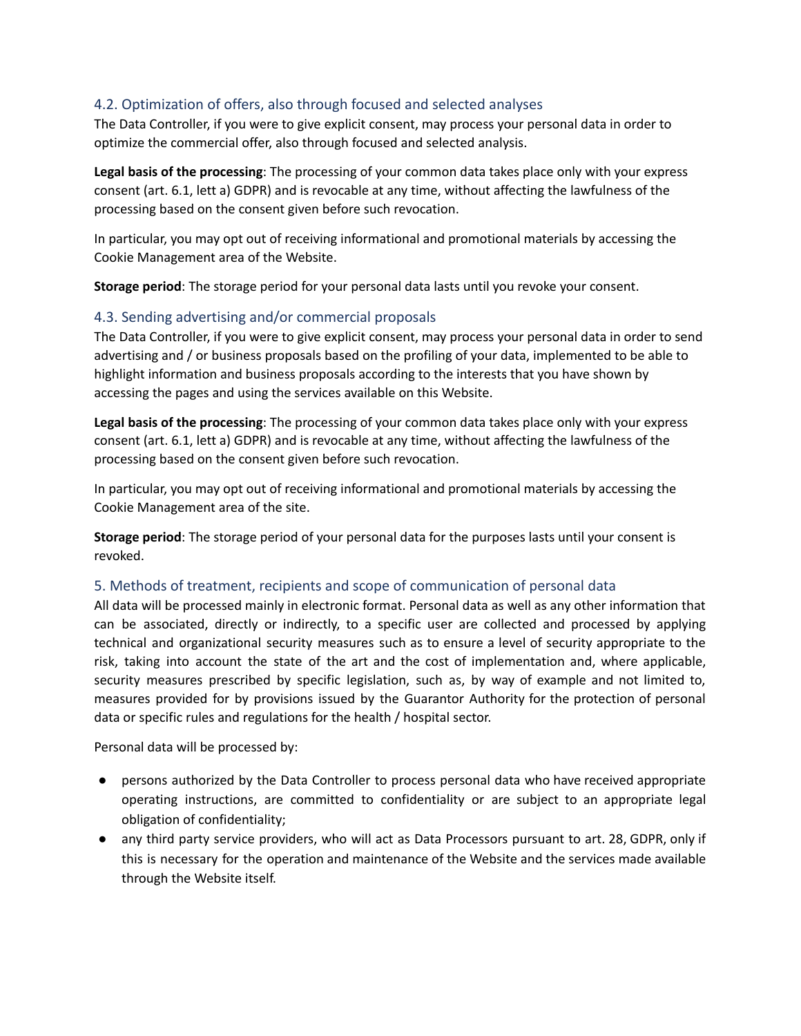### 4.2. Optimization of offers, also through focused and selected analyses

The Data Controller, if you were to give explicit consent, may process your personal data in order to optimize the commercial offer, also through focused and selected analysis.

**Legal basis of the processing**: The processing of your common data takes place only with your express consent (art. 6.1, lett a) GDPR) and is revocable at any time, without affecting the lawfulness of the processing based on the consent given before such revocation.

In particular, you may opt out of receiving informational and promotional materials by accessing the Cookie Management area of the Website.

**Storage period**: The storage period for your personal data lasts until you revoke your consent.

### 4.3. Sending advertising and/or commercial proposals

The Data Controller, if you were to give explicit consent, may process your personal data in order to send advertising and / or business proposals based on the profiling of your data, implemented to be able to highlight information and business proposals according to the interests that you have shown by accessing the pages and using the services available on this Website.

**Legal basis of the processing**: The processing of your common data takes place only with your express consent (art. 6.1, lett a) GDPR) and is revocable at any time, without affecting the lawfulness of the processing based on the consent given before such revocation.

In particular, you may opt out of receiving informational and promotional materials by accessing the Cookie Management area of the site.

**Storage period**: The storage period of your personal data for the purposes lasts until your consent is revoked.

## 5. Methods of treatment, recipients and scope of communication of personal data

All data will be processed mainly in electronic format. Personal data as well as any other information that can be associated, directly or indirectly, to a specific user are collected and processed by applying technical and organizational security measures such as to ensure a level of security appropriate to the risk, taking into account the state of the art and the cost of implementation and, where applicable, security measures prescribed by specific legislation, such as, by way of example and not limited to, measures provided for by provisions issued by the Guarantor Authority for the protection of personal data or specific rules and regulations for the health / hospital sector.

Personal data will be processed by:

- persons authorized by the Data Controller to process personal data who have received appropriate operating instructions, are committed to confidentiality or are subject to an appropriate legal obligation of confidentiality;
- any third party service providers, who will act as Data Processors pursuant to art. 28, GDPR, only if this is necessary for the operation and maintenance of the Website and the services made available through the Website itself.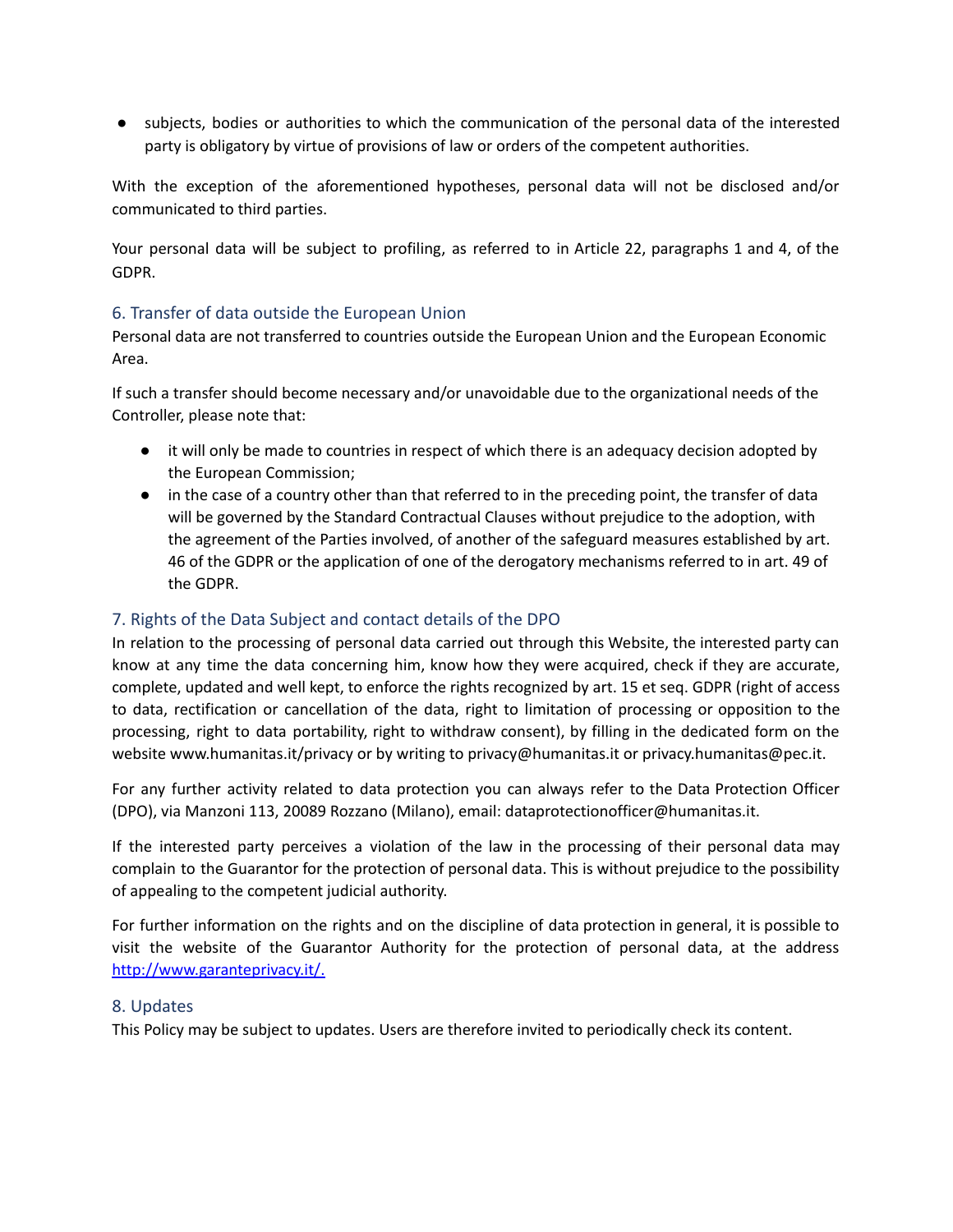- subjects, bodies or authorities to which the communication of the personal data of the interested party is obligatory by virtue of provisions of law or orders of the competent authorities.

With the exception of the aforementioned hypotheses, personal data will not be disclosed and/or communicated to third parties.

Your personal data will be subject to profiling, as referred to in Article 22, paragraphs 1 and 4, of the GDPR.

## 6. Transfer of data outside the European Union

Personal data are not transferred to countries outside the European Union and the European Economic Area.

If such a transfer should become necessary and/or unavoidable due to the organizational needs of the Controller, please note that:

- it will only be made to countries in respect of which there is an adequacy decision adopted by the European Commission;
- in the case of a country other than that referred to in the preceding point, the transfer of data will be governed by the Standard Contractual Clauses without prejudice to the adoption, with the agreement of the Parties involved, of another of the safeguard measures established by art. 46 of the GDPR or the application of one of the derogatory mechanisms referred to in art. 49 of the GDPR.

## 7. Rights of the Data Subject and contact details of the DPO

In relation to the processing of personal data carried out through this Website, the interested party can know at any time the data concerning him, know how they were acquired, check if they are accurate, complete, updated and well kept, to enforce the rights recognized by art. 15 et seq. GDPR (right of access to data, rectification or cancellation of the data, right to limitation of processing or opposition to the processing, right to data portability, right to withdraw consent), by filling in the dedicated form on the website www.humanitas.it/privacy or by writing to privacy@humanitas.it or privacy.humanitas@pec.it.

For any further activity related to data protection you can always refer to the Data Protection Officer (DPO), via Manzoni 113, 20089 Rozzano (Milano), email: dataprotectionofficer@humanitas.it.

If the interested party perceives a violation of the law in the processing of their personal data may complain to the Guarantor for the protection of personal data. This is without prejudice to the possibility of appealing to the competent judicial authority.

For further information on the rights and on the discipline of data protection in general, it is possible to visit the website of the Guarantor Authority for the protection of personal data, at the address http://www.garanteprivacy.it/.

## 8. Updates

This Policy may be subject to updates. Users are therefore invited to periodically check its content.